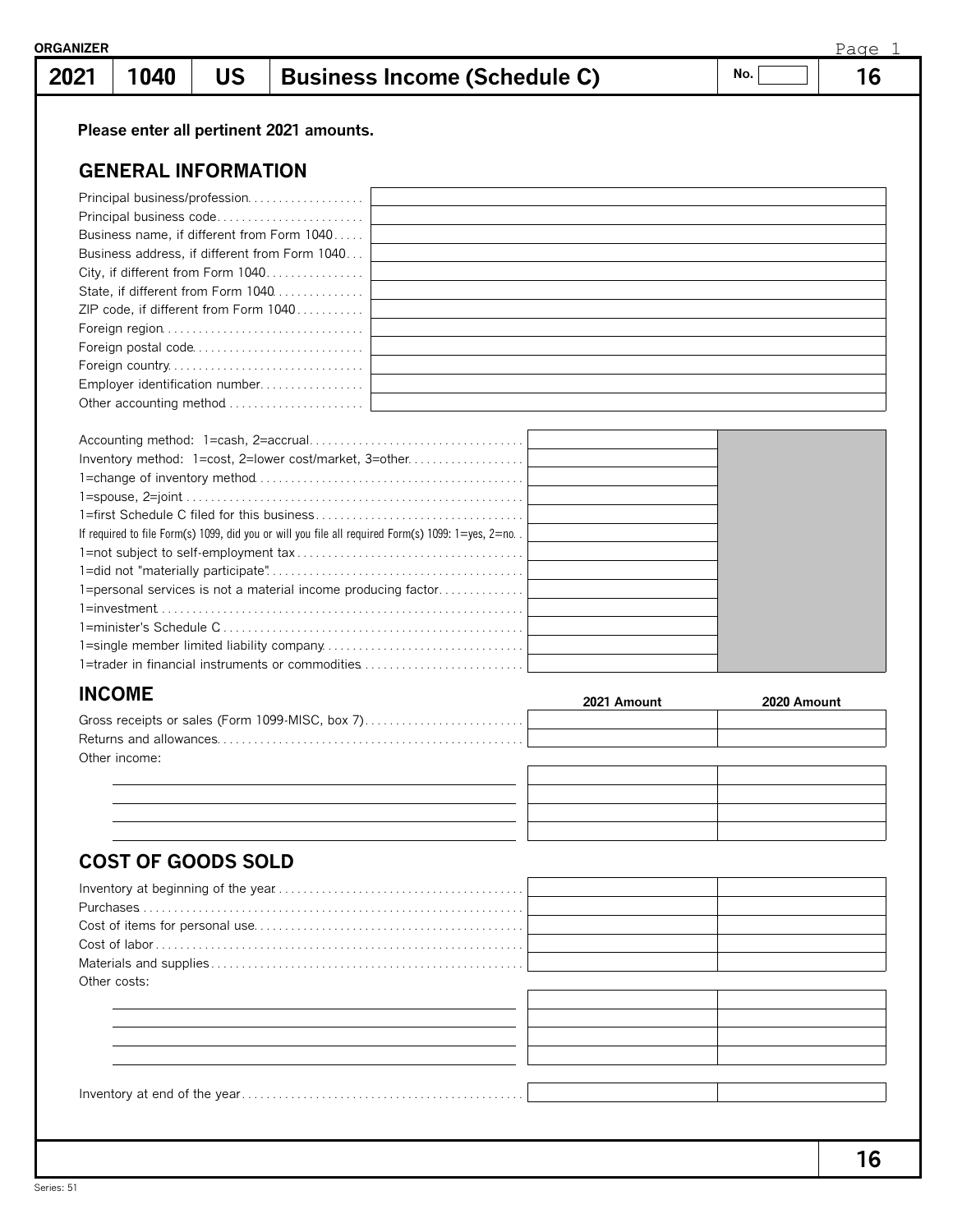ORGANIZER

| 2021 | 1040 | US | Business Income (Schedule C) | No. | 16 |
|---|---|---|---|---|---|

**Please enter all pertinent 2021 amounts.**

## GENERAL INFORMATION

| | |
|---|---|
| Principal business/profession | |
| Principal business code | |
| Business name, if different from Form 1040 | |
| Business address, if different from Form 1040 | |
| City, if different from Form 1040 | |
| State, if different from Form 1040 | |
| ZIP code, if different from Form 1040 | |
| Foreign region | |
| Foreign postal code | |
| Foreign country | |
| Employer identification number | |
| Other accounting method | |

| | |
|---|---|
| Accounting method: 1=cash, 2=accrual | |
| Inventory method: 1=cost, 2=lower cost/market, 3=other | |
| 1=change of inventory method | |
| 1=spouse, 2=joint | |
| 1=first Schedule C filed for this business | |
| If required to file Form(s) 1099, did you or will you file all required Form(s) 1099: 1=yes, 2=no | |
| 1=not subject to self-employment tax | |
| 1=did not "materially participate" | |
| 1=personal services is not a material income producing factor | |
| 1=investment | |
| 1=minister's Schedule C | |
| 1=single member limited liability company | |
| 1=trader in financial instruments or commodities | |

## INCOME

| | 2021 Amount | 2020 Amount |
|---|---|---|
| Gross receipts or sales (Form 1099-MISC, box 7) | | |
| Returns and allowances | | |
| Other income: | | |
| | | |
| | | |
| | | |
| | | |

## COST OF GOODS SOLD

| | 2021 Amount | 2020 Amount |
|---|---|---|
| Inventory at beginning of the year | | |
| Purchases | | |
| Cost of items for personal use | | |
| Cost of labor | | |
| Materials and supplies | | |
| Other costs: | | |
| | | |
| | | |
| | | |
| | | |
| Inventory at end of the year | | |

Series: 51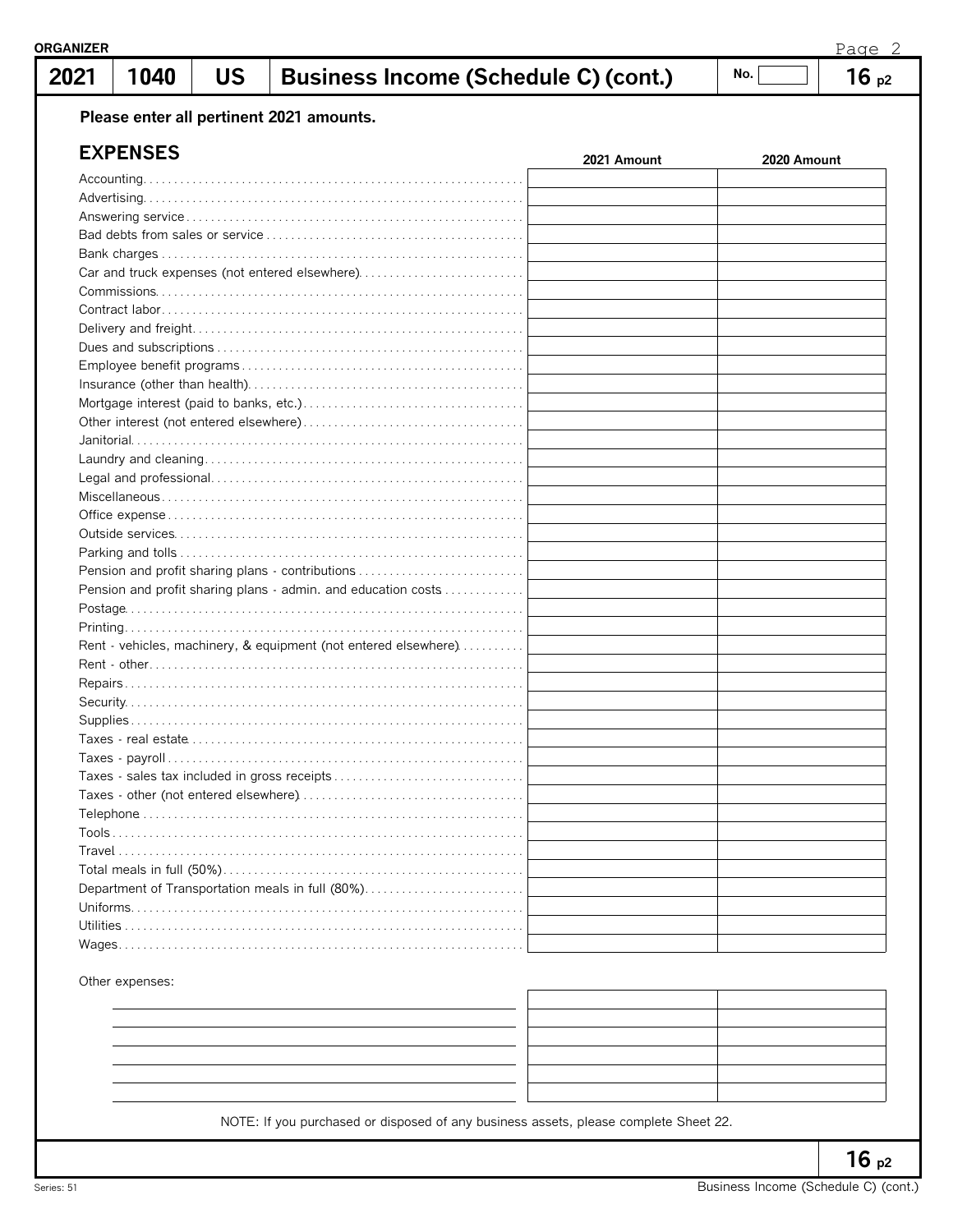ORGANIZER

| 2021 | 1040 | US | Business Income (Schedule C) (cont.) | No. | 16 p2 |
|---|---|---|---|---|---|

**Please enter all pertinent 2021 amounts.**

## EXPENSES

| | 2021 Amount | 2020 Amount |
|---|---|---|
| Accounting | | |
| Advertising | | |
| Answering service | | |
| Bad debts from sales or service | | |
| Bank charges | | |
| Car and truck expenses (not entered elsewhere) | | |
| Commissions | | |
| Contract labor | | |
| Delivery and freight | | |
| Dues and subscriptions | | |
| Employee benefit programs | | |
| Insurance (other than health) | | |
| Mortgage interest (paid to banks, etc.) | | |
| Other interest (not entered elsewhere) | | |
| Janitorial | | |
| Laundry and cleaning | | |
| Legal and professional | | |
| Miscellaneous | | |
| Office expense | | |
| Outside services | | |
| Parking and tolls | | |
| Pension and profit sharing plans - contributions | | |
| Pension and profit sharing plans - admin. and education costs | | |
| Postage | | |
| Printing | | |
| Rent - vehicles, machinery, & equipment (not entered elsewhere) | | |
| Rent - other | | |
| Repairs | | |
| Security | | |
| Supplies | | |
| Taxes - real estate | | |
| Taxes - payroll | | |
| Taxes - sales tax included in gross receipts | | |
| Taxes - other (not entered elsewhere) | | |
| Telephone | | |
| Tools | | |
| Travel | | |
| Total meals in full (50%) | | |
| Department of Transportation meals in full (80%) | | |
| Uniforms | | |
| Utilities | | |
| Wages | | |

Other expenses:

| | | |
|---|---|---|
| | | |
| | | |
| | | |
| | | |
| | | |
| | | |

NOTE: If you purchased or disposed of any business assets, please complete Sheet 22.

16 p2

Series: 51

Business Income (Schedule C) (cont.)